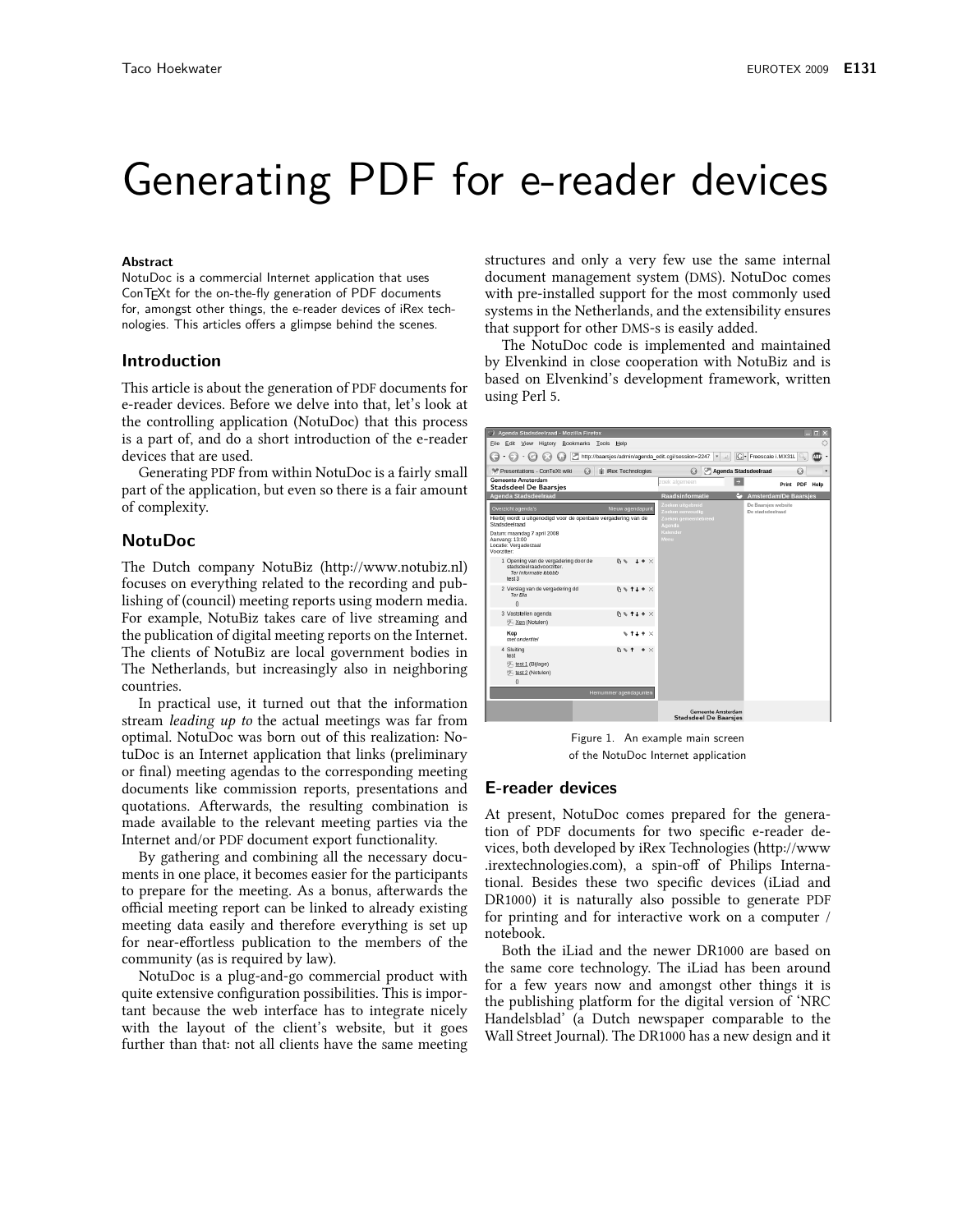# Generating PDF for e-reader devices

**Abstract**

NotuDoc is a commercial Internet application that uses ConTEXt for the on-the-fly generation of PDF documents for, amongst other things, the e-reader devices of iRex technologies. This articles offers a glimpse behind the scenes.

## Introduction

This article is about the generation of PDF documents for e-reader devices. Before we delve into that, let's look at the controlling application (NotuDoc) that this process is a part of, and do a short introduction of the e-reader devices that are used.

Generating PDF from within NotuDoc is a fairly small part of the application, but even so there is a fair amount of complexity.

## NotuDoc

The Dutch company NotuBiz (http://www.notubiz.nl) focuses on everything related to the recording and publishing of (council) meeting reports using modern media. For example, NotuBiz takes care of live streaming and the publication of digital meeting reports on the Internet. The clients of NotuBiz are local government bodies in The Netherlands, but increasingly also in neighboring countries.

In practical use, it turned out that the information stream *leading up to* the actual meetings was far from optimal. NotuDoc was born out of this realization: NotuDoc is an Internet application that links (preliminary or final) meeting agendas to the corresponding meeting documents like commission reports, presentations and quotations. Afterwards, the resulting combination is made available to the relevant meeting parties via the Internet and/or PDF document export functionality.

By gathering and combining all the necessary documents in one place, it becomes easier for the participants to prepare for the meeting. As a bonus, afterwards the official meeting report can be linked to already existing meeting data easily and therefore everything is set up for near-effortless publication to the members of the community (as is required by law).

NotuDoc is a plug-and-go commercial product with quite extensive configuration possibilities. This is important because the web interface has to integrate nicely with the layout of the client's website, but it goes further than that: not all clients have the same meeting structures and only a very few use the same internal document management system (DMS). NotuDoc comes with pre-installed support for the most commonly used systems in the Netherlands, and the extensibility ensures that support for other DMS-s is easily added.

The NotuDoc code is implemented and maintained by Elvenkind in close cooperation with NotuBiz and is based on Elvenkind's development framework, written using Perl 5.

Figure 1. An example main screen of the NotuDoc Internet application

## E-reader devices

At present, NotuDoc comes prepared for the generation of PDF documents for two specific e-reader devices, both developed by iRex Technologies (http://www.irextechnologies.com), a spin-off of Philips International. Besides these two specific devices (iLiad and DR1000) it is naturally also possible to generate PDF for printing and for interactive work on a computer / notebook.

Both the iLiad and the newer DR1000 are based on the same core technology. The iLiad has been around for a few years now and amongst other things it is the publishing platform for the digital version of 'NRC Handelsblad' (a Dutch newspaper comparable to the Wall Street Journal). The DR1000 has a new design and it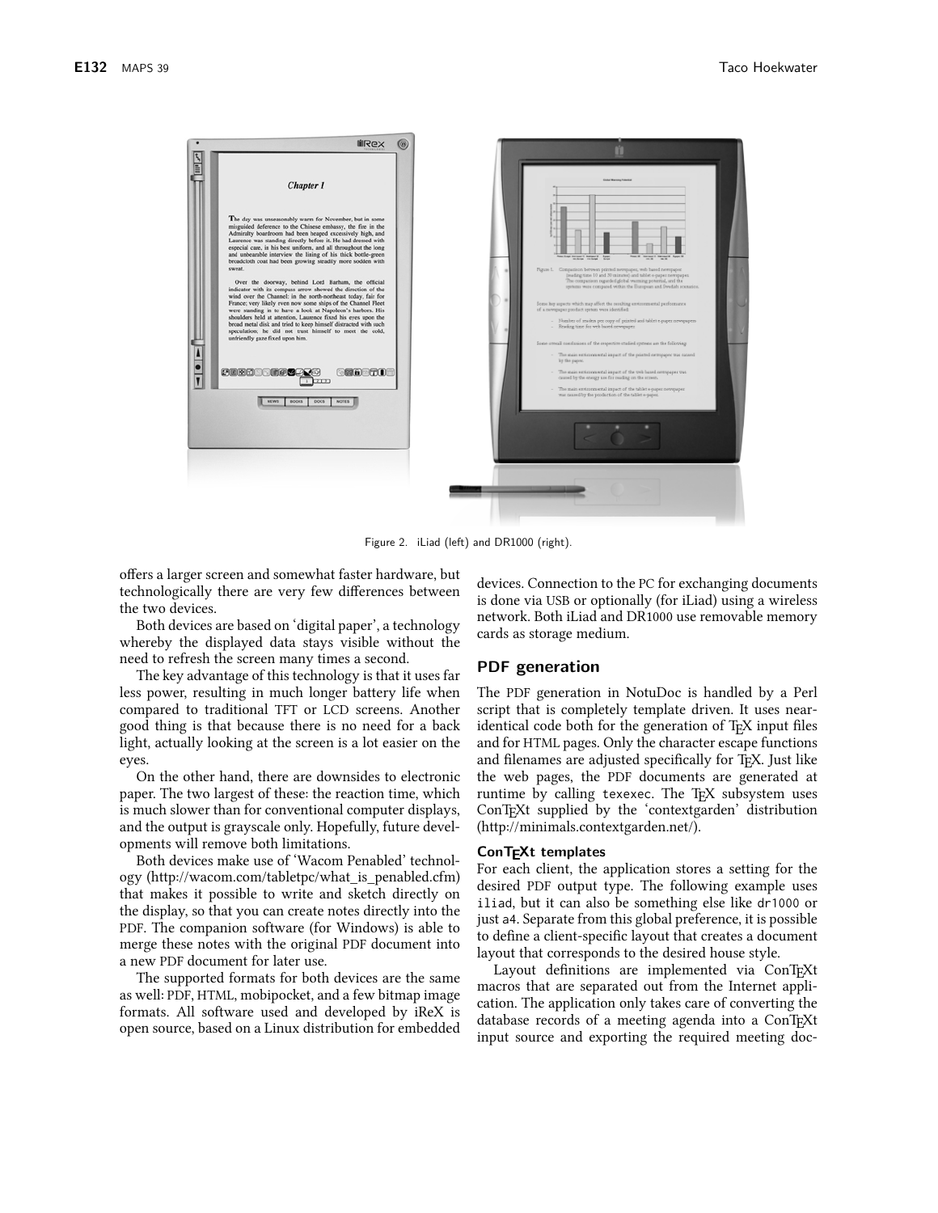Figure 2. iLiad (left) and DR1000 (right).

offers a larger screen and somewhat faster hardware, but technologically there are very few differences between the two devices.

Both devices are based on 'digital paper', a technology whereby the displayed data stays visible without the need to refresh the screen many times a second.

The key advantage of this technology is that it uses far less power, resulting in much longer battery life when compared to traditional TFT or LCD screens. Another good thing is that because there is no need for a back light, actually looking at the screen is a lot easier on the eyes.

On the other hand, there are downsides to electronic paper. The two largest of these: the reaction time, which is much slower than for conventional computer displays, and the output is grayscale only. Hopefully, future developments will remove both limitations.

Both devices make use of 'Wacom Penabled' technology (http://wacom.com/tabletpc/what_is_penabled.cfm) that makes it possible to write and sketch directly on the display, so that you can create notes directly into the PDF. The companion software (for Windows) is able to merge these notes with the original PDF document into a new PDF document for later use.

The supported formats for both devices are the same as well: PDF, HTML, mobipocket, and a few bitmap image formats. All software used and developed by iReX is open source, based on a Linux distribution for embedded devices. Connection to the PC for exchanging documents is done via USB or optionally (for iLiad) using a wireless network. Both iLiad and DR1000 use removable memory cards as storage medium.

## PDF generation

The PDF generation in NotuDoc is handled by a Perl script that is completely template driven. It uses near-identical code both for the generation of TEX input files and for HTML pages. Only the character escape functions and filenames are adjusted specifically for TEX. Just like the web pages, the PDF documents are generated at runtime by calling `texexec`. The TEX subsystem uses ConTEXt supplied by the 'contextgarden' distribution (http://minimals.contextgarden.net/).

### ConTEXt templates

For each client, the application stores a setting for the desired PDF output type. The following example uses `iliad`, but it can also be something else like `dr1000` or just `a4`. Separate from this global preference, it is possible to define a client-specific layout that creates a document layout that corresponds to the desired house style.

Layout definitions are implemented via ConTEXt macros that are separated out from the Internet application. The application only takes care of converting the database records of a meeting agenda into a ConTEXt input source and exporting the required meeting doc-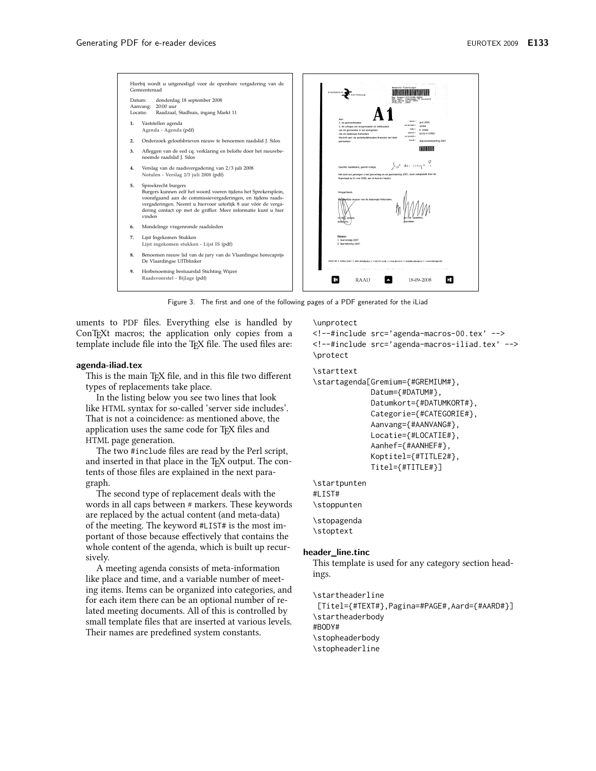Hierbij wordt u uitgenodigd voor de openbare vergadering van de Gemeenteraad

Datum: donderdag 18 september 2008
Aanvang: 20:00 uur
Locatie: Raadzaal, Stadhuis, ingang Markt 11

1. Vaststellen agenda
   Agenda - Agenda (pdf)
2. Onderzoek geloofsbrieven nieuw te benoemen raadslid J. Silos
3. Afleggen van de eed cq. verklaring en belofte door het nieuwbenoemde raadslid J. Silos
4. Verslag van de raadsvergadering van 2/3 juli 2008
   Notulen - Verslag 2/3 juli 2008 (pdf)
5. Spreekrecht burgers
   Burgers kunnen zelf het woord voeren tijdens het Sprekersplein, voorafgaand aan de commissievergaderingen, en tijdens raadsvergaderingen. Neemt u hiervoor uiterlijk 8 uur vóór de vergadering contact op met de griffier. Meer informatie kunt u hier vinden
6. Mondelinge vragenronde raadsleden
7. Lijst Ingekomen Stukken
   Lijst ingekomen stukken - Lijst IS (pdf)
8. Benoemen nieuw lid van de jury van de Vlaardingse horecaprijs De Vlaardingse UITblinker
9. Herbenoeming bestuurslid Stichting Wijzer
   Raadsvoorstel - Bijlage (pdf)

RAAD 18-09-2008

Figure 3. The first and one of the following pages of a PDF generated for the iLiad

uments to PDF files. Everything else is handled by ConTEXt macros; the application only copies from a template include file into the TEX file. The used files are:

**agenda-iliad.tex**

This is the main TEX file, and in this file two different types of replacements take place.

In the listing below you see two lines that look like HTML syntax for so-called 'server side includes'. That is not a coincidence: as mentioned above, the application uses the same code for TEX files and HTML page generation.

The two `#include` files are read by the Perl script, and inserted in that place in the TEX output. The contents of those files are explained in the next paragraph.

The second type of replacement deals with the words in all caps between `#` markers. These keywords are replaced by the actual content (and meta-data) of the meeting. The keyword `#LIST#` is the most important of those because effectively that contains the whole content of the agenda, which is built up recursively.

A meeting agenda consists of meta-information like place and time, and a variable number of meeting items. Items can be organized into categories, and for each item there can be an optional number of related meeting documents. All of this is controlled by small template files that are inserted at various levels. Their names are predefined system constants.

```
\unprotect
<!--#include src='agenda-macros-00.tex' -->
<!--#include src='agenda-macros-iliad.tex' -->
\protect

\starttext
\startagenda[Gremium={#GREMIUM#},
             Datum={#DATUM#},
             Datumkort={#DATUMKORT#},
             Categorie={#CATEGORIE#},
             Aanvang={#AANVANG#},
             Locatie={#LOCATIE#},
             Aanhef={#AANHEF#},
             Koptitel={#TITLE2#},
             Titel={#TITLE#}]

\startpunten
#LIST#
\stoppunten

\stopagenda
\stoptext
```

**header_line.tinc**

This template is used for any category section headings.

```
\startheaderline
 [Titel={#TEXT#},Pagina=#PAGE#,Aard={#AARD#}]
\startheaderbody
#BODY#
\stopheaderbody
\stopheaderline
```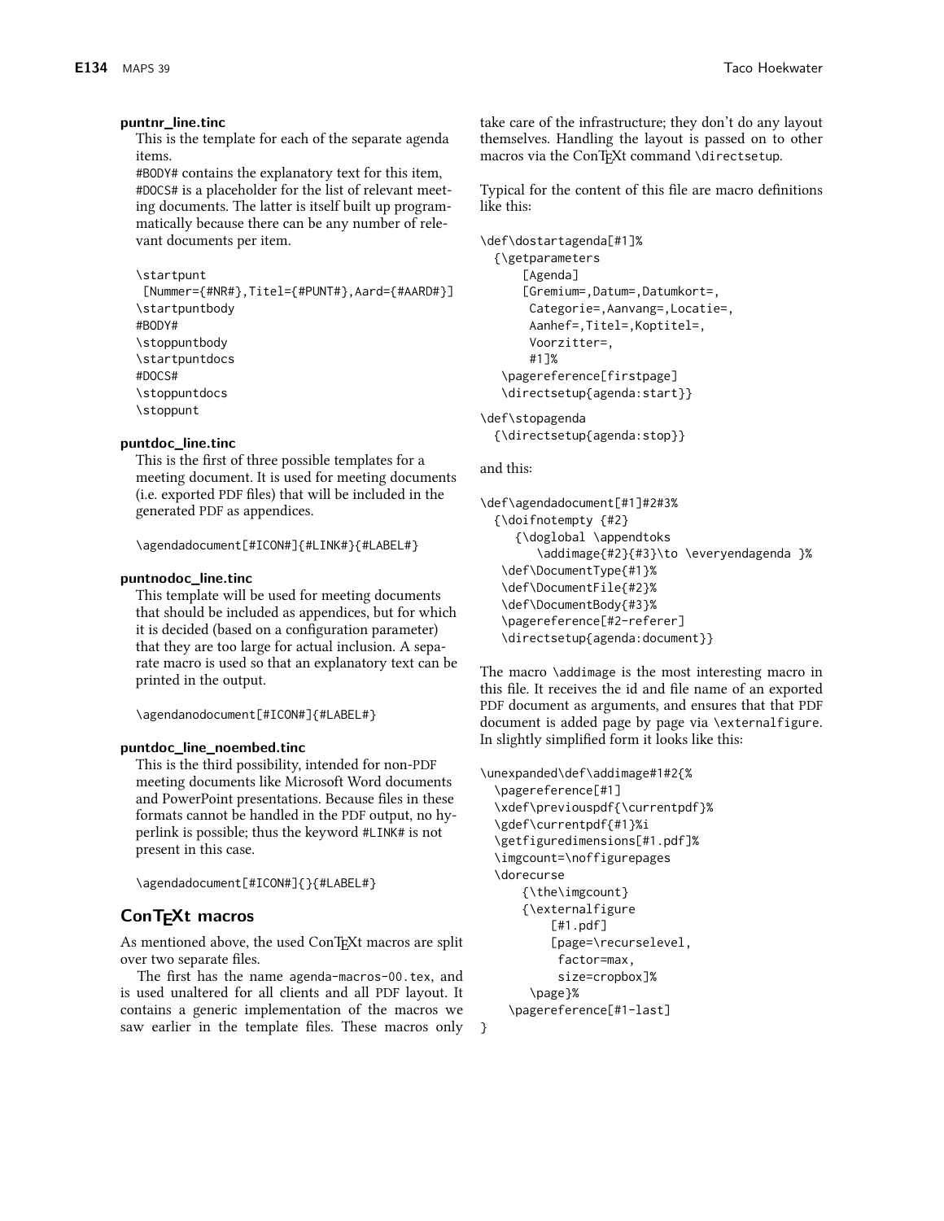**puntnr_line.tinc**

This is the template for each of the separate agenda items.

#BODY# contains the explanatory text for this item, #DOCS# is a placeholder for the list of relevant meeting documents. The latter is itself built up programmatically because there can be any number of relevant documents per item.

```
\startpunt
 [Nummer={#NR#},Titel={#PUNT#},Aard={#AARD#}]
\startpuntbody
#BODY#
\stoppuntbody
\startpuntdocs
#DOCS#
\stoppuntdocs
\stoppunt
```

**puntdoc_line.tinc**

This is the first of three possible templates for a meeting document. It is used for meeting documents (i.e. exported PDF files) that will be included in the generated PDF as appendices.

```
\agendadocument[#ICON#]{#LINK#}{#LABEL#}
```

**puntnodoc_line.tinc**

This template will be used for meeting documents that should be included as appendices, but for which it is decided (based on a configuration parameter) that they are too large for actual inclusion. A separate macro is used so that an explanatory text can be printed in the output.

```
\agendanodocument[#ICON#]{#LABEL#}
```

**puntdoc_line_noembed.tinc**

This is the third possibility, intended for non-PDF meeting documents like Microsoft Word documents and PowerPoint presentations. Because files in these formats cannot be handled in the PDF output, no hyperlink is possible; thus the keyword #LINK# is not present in this case.

```
\agendadocument[#ICON#]{}{#LABEL#}
```

## ConTEXt macros

As mentioned above, the used ConTEXt macros are split over two separate files.

The first has the name agenda-macros-00.tex, and is used unaltered for all clients and all PDF layout. It contains a generic implementation of the macros we saw earlier in the template files. These macros only take care of the infrastructure; they don't do any layout themselves. Handling the layout is passed on to other macros via the ConTEXt command \directsetup.

Typical for the content of this file are macro definitions like this:

```
\def\dostartagenda[#1]%
  {\getparameters
      [Agenda]
      [Gremium=,Datum=,Datumkort=,
       Categorie=,Aanvang=,Locatie=,
       Aanhef=,Titel=,Koptitel=,
       Voorzitter=,
       #1]%
   \pagereference[firstpage]
   \directsetup{agenda:start}}

\def\stopagenda
  {\directsetup{agenda:stop}}
```

and this:

```
\def\agendadocument[#1]#2#3%
  {\doifnotempty {#2}
     {\doglobal \appendtoks
        \addimage{#2}{#3}\to \everyendagenda }%
   \def\DocumentType{#1}%
   \def\DocumentFile{#2}%
   \def\DocumentBody{#3}%
   \pagereference[#2-referer]
   \directsetup{agenda:document}}
```

The macro \addimage is the most interesting macro in this file. It receives the id and file name of an exported PDF document as arguments, and ensures that that PDF document is added page by page via \externalfigure. In slightly simplified form it looks like this:

```
\unexpanded\def\addimage#1#2{%
  \pagereference[#1]
  \xdef\previouspdf{\currentpdf}%
  \gdef\currentpdf{#1}%i
  \getfiguredimensions[#1.pdf]%
  \imgcount=\noffigurepages
  \dorecurse
      {\the\imgcount}
      {\externalfigure
          [#1.pdf]
          [page=\recurselevel,
           factor=max,
           size=cropbox]%
       \page}%
    \pagereference[#1-last]
}
```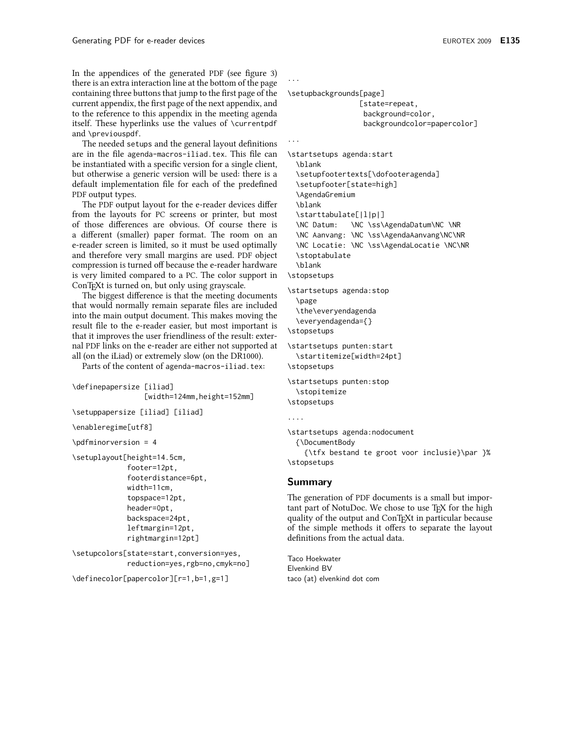In the appendices of the generated PDF (see figure 3) there is an extra interaction line at the bottom of the page containing three buttons that jump to the first page of the current appendix, the first page of the next appendix, and to the reference to this appendix in the meeting agenda itself. These hyperlinks use the values of `\currentpdf` and `\previouspdf`.

The needed setups and the general layout definitions are in the file `agenda-macros-iliad.tex`. This file can be instantiated with a specific version for a single client, but otherwise a generic version will be used: there is a default implementation file for each of the predefined PDF output types.

The PDF output layout for the e-reader devices differ from the layouts for PC screens or printer, but most of those differences are obvious. Of course there is a different (smaller) paper format. The room on an e-reader screen is limited, so it must be used optimally and therefore very small margins are used. PDF object compression is turned off because the e-reader hardware is very limited compared to a PC. The color support in ConTEXt is turned on, but only using grayscale.

The biggest difference is that the meeting documents that would normally remain separate files are included into the main output document. This makes moving the result file to the e-reader easier, but most important is that it improves the user friendliness of the result: external PDF links on the e-reader are either not supported at all (on the iLiad) or extremely slow (on the DR1000).

Parts of the content of `agenda-macros-iliad.tex`:

```
\definepapersize [iliad]
                 [width=124mm,height=152mm]

\setuppapersize [iliad] [iliad]

\enableregime[utf8]

\pdfminorversion = 4

\setuplayout[height=14.5cm,
             footer=12pt,
             footerdistance=6pt,
             width=11cm,
             topspace=12pt,
             header=0pt,
             backspace=24pt,
             leftmargin=12pt,
             rightmargin=12pt]

\setupcolors[state=start,conversion=yes,
             reduction=yes,rgb=no,cmyk=no]

\definecolor[papercolor][r=1,b=1,g=1]

...

\setupbackgrounds[page]
                 [state=repeat,
                  background=color,
                  backgroundcolor=papercolor]

...

\startsetups agenda:start
  \blank
  \setupfootertexts[\dofooteragenda]
  \setupfooter[state=high]
  \AgendaGremium
  \blank
  \starttabulate[|l|p|]
  \NC Datum:   \NC \ss\AgendaDatum\NC \NR
  \NC Aanvang: \NC \ss\AgendaAanvang\NC\NR
  \NC Locatie: \NC \ss\AgendaLocatie \NC\NR
  \stoptabulate
  \blank
\stopsetups

\startsetups agenda:stop
  \page
  \the\everyendagenda
  \everyendagenda={}
\stopsetups

\startsetups punten:start
  \startitemize[width=24pt]
\stopsetups

\startsetups punten:stop
  \stopitemize
\stopsetups

....

\startsetups agenda:nodocument
  {\DocumentBody
    {\tfx bestand te groot voor inclusie}\par }%
\stopsetups
```

## Summary

The generation of PDF documents is a small but important part of NotuDoc. We chose to use TEX for the high quality of the output and ConTEXt in particular because of the simple methods it offers to separate the layout definitions from the actual data.

Taco Hoekwater
Elvenkind BV
taco (at) elvenkind dot com